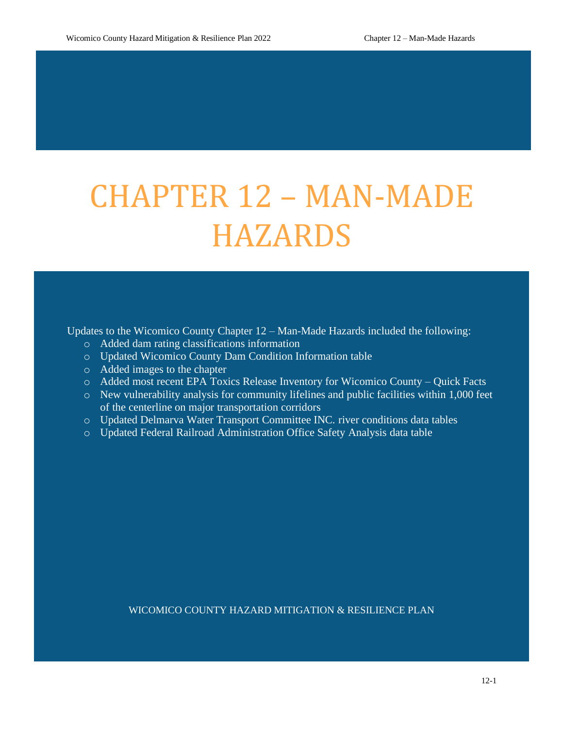# CHAPTER 12 – MAN-MADE HAZARDS

Updates to the Wicomico County Chapter 12 – Man-Made Hazards included the following:

- Added dam rating classifications information
- Updated Wicomico County Dam Condition Information table
- Added images to the chapter
- Added most recent EPA Toxics Release Inventory for Wicomico County – Quick Facts
- New vulnerability analysis for community lifelines and public facilities within 1,000 feet of the centerline on major transportation corridors
- Updated Delmarva Water Transport Committee INC. river conditions data tables
- Updated Federal Railroad Administration Office Safety Analysis data table

WICOMICO COUNTY HAZARD MITIGATION & RESILIENCE PLAN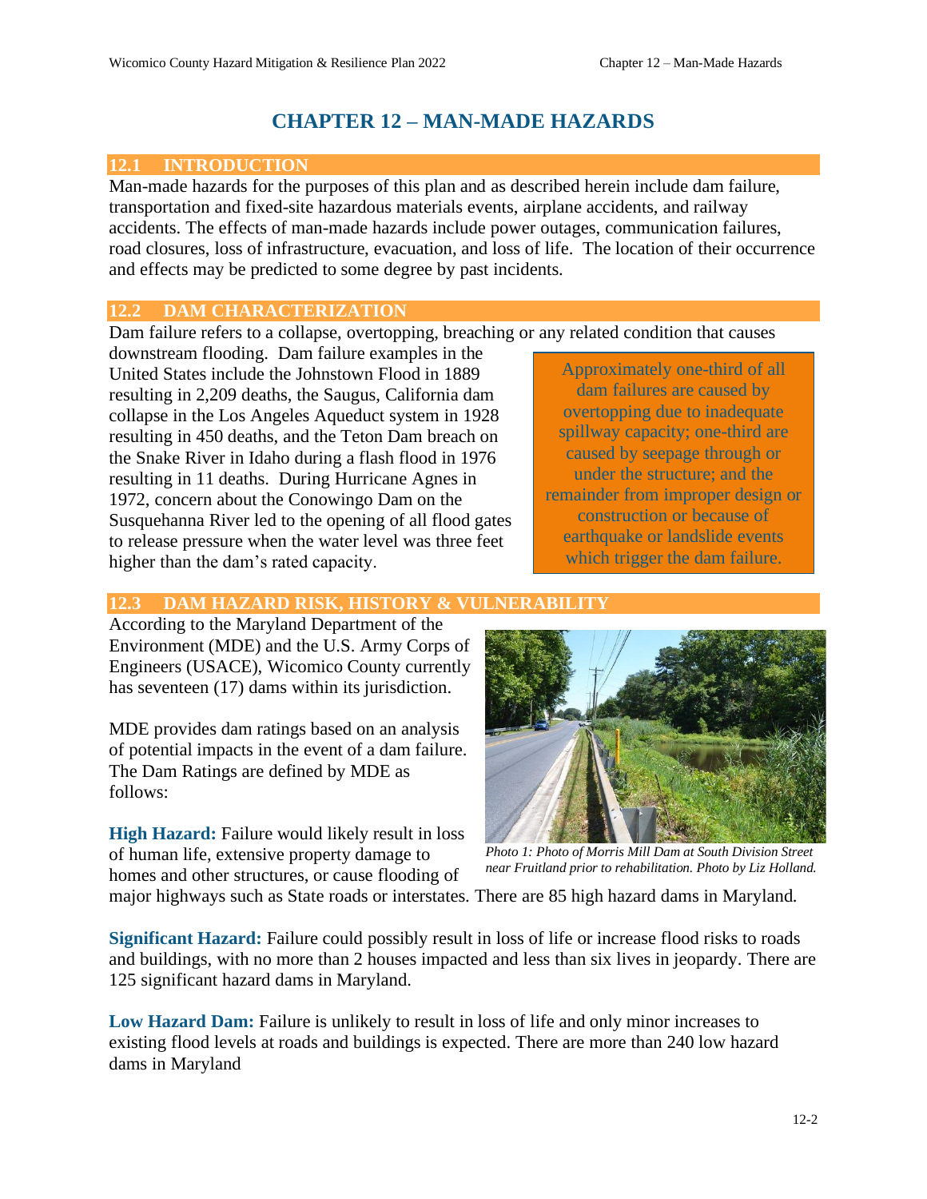# CHAPTER 12 – MAN-MADE HAZARDS

## 12.1 INTRODUCTION

Man-made hazards for the purposes of this plan and as described herein include dam failure, transportation and fixed-site hazardous materials events, airplane accidents, and railway accidents. The effects of man-made hazards include power outages, communication failures, road closures, loss of infrastructure, evacuation, and loss of life. The location of their occurrence and effects may be predicted to some degree by past incidents.

## 12.2 DAM CHARACTERIZATION

Dam failure refers to a collapse, overtopping, breaching or any related condition that causes downstream flooding. Dam failure examples in the United States include the Johnstown Flood in 1889 resulting in 2,209 deaths, the Saugus, California dam collapse in the Los Angeles Aqueduct system in 1928 resulting in 450 deaths, and the Teton Dam breach on the Snake River in Idaho during a flash flood in 1976 resulting in 11 deaths. During Hurricane Agnes in 1972, concern about the Conowingo Dam on the Susquehanna River led to the opening of all flood gates to release pressure when the water level was three feet higher than the dam's rated capacity.

> Approximately one-third of all dam failures are caused by overtopping due to inadequate spillway capacity; one-third are caused by seepage through or under the structure; and the remainder from improper design or construction or because of earthquake or landslide events which trigger the dam failure.

## 12.3 DAM HAZARD RISK, HISTORY & VULNERABILITY

According to the Maryland Department of the Environment (MDE) and the U.S. Army Corps of Engineers (USACE), Wicomico County currently has seventeen (17) dams within its jurisdiction.

MDE provides dam ratings based on an analysis of potential impacts in the event of a dam failure. The Dam Ratings are defined by MDE as follows:

*Photo 1: Photo of Morris Mill Dam at South Division Street near Fruitland prior to rehabilitation. Photo by Liz Holland.*

**High Hazard:** Failure would likely result in loss of human life, extensive property damage to homes and other structures, or cause flooding of major highways such as State roads or interstates. There are 85 high hazard dams in Maryland.

**Significant Hazard:** Failure could possibly result in loss of life or increase flood risks to roads and buildings, with no more than 2 houses impacted and less than six lives in jeopardy. There are 125 significant hazard dams in Maryland.

**Low Hazard Dam:** Failure is unlikely to result in loss of life and only minor increases to existing flood levels at roads and buildings is expected. There are more than 240 low hazard dams in Maryland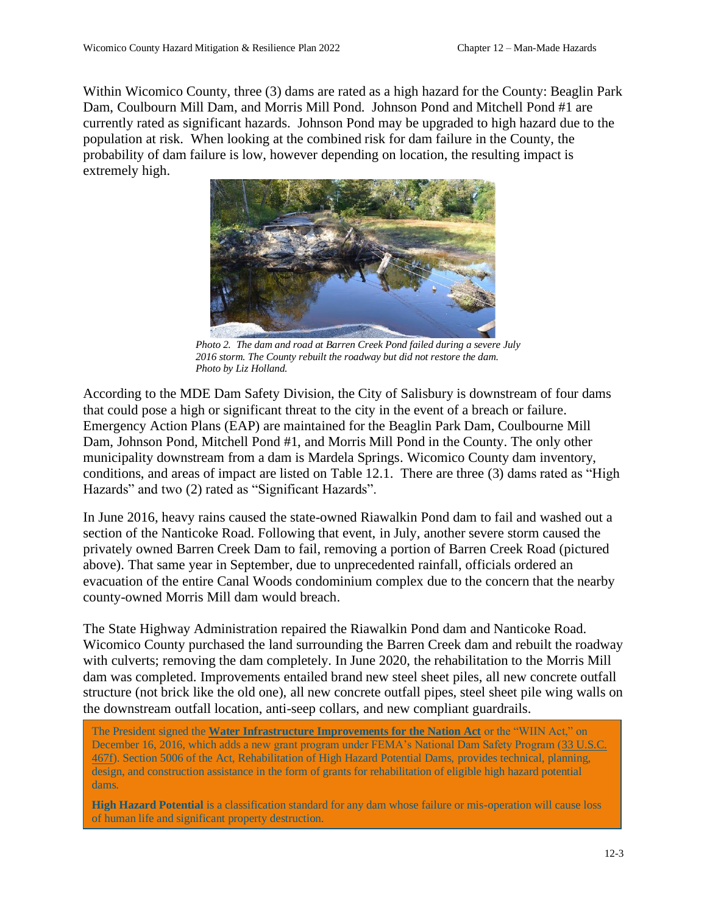Within Wicomico County, three (3) dams are rated as a high hazard for the County: Beaglin Park Dam, Coulbourn Mill Dam, and Morris Mill Pond. Johnson Pond and Mitchell Pond #1 are currently rated as significant hazards. Johnson Pond may be upgraded to high hazard due to the population at risk. When looking at the combined risk for dam failure in the County, the probability of dam failure is low, however depending on location, the resulting impact is extremely high.

*Photo 2. The dam and road at Barren Creek Pond failed during a severe July 2016 storm. The County rebuilt the roadway but did not restore the dam. Photo by Liz Holland.*

According to the MDE Dam Safety Division, the City of Salisbury is downstream of four dams that could pose a high or significant threat to the city in the event of a breach or failure. Emergency Action Plans (EAP) are maintained for the Beaglin Park Dam, Coulbourne Mill Dam, Johnson Pond, Mitchell Pond #1, and Morris Mill Pond in the County. The only other municipality downstream from a dam is Mardela Springs. Wicomico County dam inventory, conditions, and areas of impact are listed on Table 12.1. There are three (3) dams rated as "High Hazards" and two (2) rated as "Significant Hazards".

In June 2016, heavy rains caused the state-owned Riawalkin Pond dam to fail and washed out a section of the Nanticoke Road. Following that event, in July, another severe storm caused the privately owned Barren Creek Dam to fail, removing a portion of Barren Creek Road (pictured above). That same year in September, due to unprecedented rainfall, officials ordered an evacuation of the entire Canal Woods condominium complex due to the concern that the nearby county-owned Morris Mill dam would breach.

The State Highway Administration repaired the Riawalkin Pond dam and Nanticoke Road. Wicomico County purchased the land surrounding the Barren Creek dam and rebuilt the roadway with culverts; removing the dam completely. In June 2020, the rehabilitation to the Morris Mill dam was completed. Improvements entailed brand new steel sheet piles, all new concrete outfall structure (not brick like the old one), all new concrete outfall pipes, steel sheet pile wing walls on the downstream outfall location, anti-seep collars, and new compliant guardrails.

> The President signed the **Water Infrastructure Improvements for the Nation Act** or the "WIIN Act," on December 16, 2016, which adds a new grant program under FEMA's National Dam Safety Program (33 U.S.C. 467f). Section 5006 of the Act, Rehabilitation of High Hazard Potential Dams, provides technical, planning, design, and construction assistance in the form of grants for rehabilitation of eligible high hazard potential dams.
>
> **High Hazard Potential** is a classification standard for any dam whose failure or mis-operation will cause loss of human life and significant property destruction.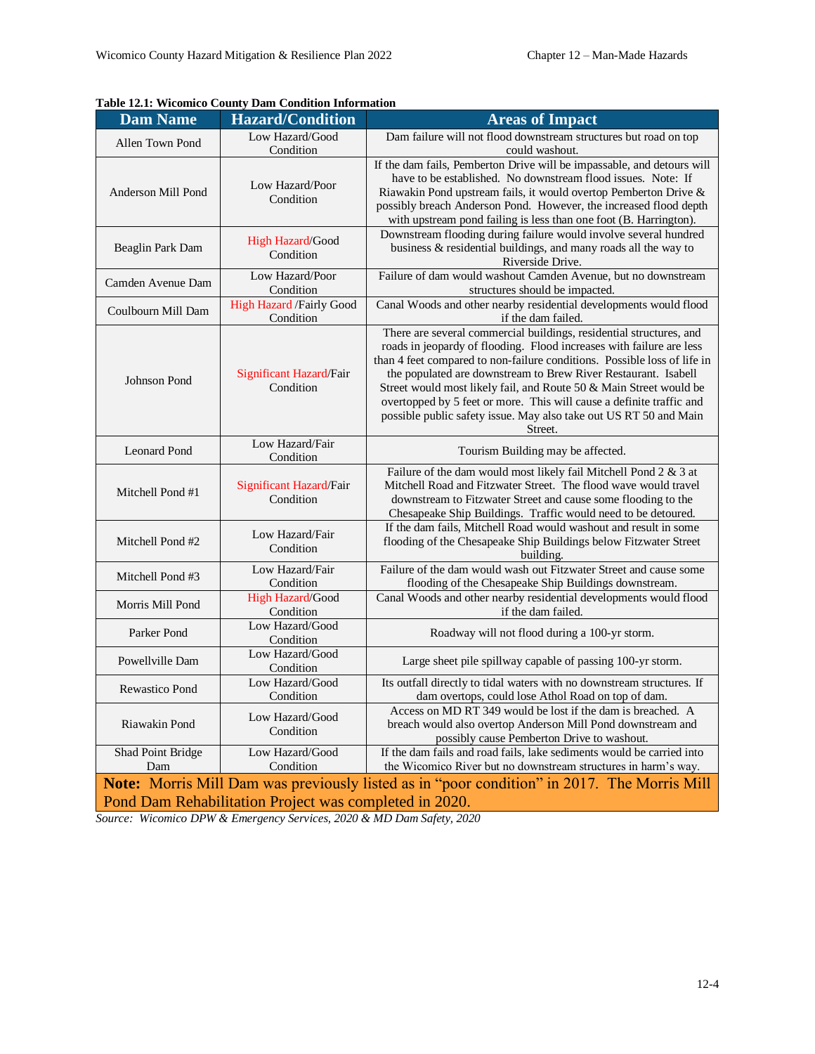**Table 12.1: Wicomico County Dam Condition Information**

| Dam Name | Hazard/Condition | Areas of Impact |
|---|---|---|
| Allen Town Pond | Low Hazard/Good Condition | Dam failure will not flood downstream structures but road on top could washout. |
| Anderson Mill Pond | Low Hazard/Poor Condition | If the dam fails, Pemberton Drive will be impassable, and detours will have to be established. No downstream flood issues. Note: If Riawakin Pond upstream fails, it would overtop Pemberton Drive & possibly breach Anderson Pond. However, the increased flood depth with upstream pond failing is less than one foot (B. Harrington). |
| Beaglin Park Dam | High Hazard/Good Condition | Downstream flooding during failure would involve several hundred business & residential buildings, and many roads all the way to Riverside Drive. |
| Camden Avenue Dam | Low Hazard/Poor Condition | Failure of dam would washout Camden Avenue, but no downstream structures should be impacted. |
| Coulbourn Mill Dam | High Hazard /Fairly Good Condition | Canal Woods and other nearby residential developments would flood if the dam failed. |
| Johnson Pond | Significant Hazard/Fair Condition | There are several commercial buildings, residential structures, and roads in jeopardy of flooding. Flood increases with failure are less than 4 feet compared to non-failure conditions. Possible loss of life in the populated are downstream to Brew River Restaurant. Isabell Street would most likely fail, and Route 50 & Main Street would be overtopped by 5 feet or more. This will cause a definite traffic and possible public safety issue. May also take out US RT 50 and Main Street. |
| Leonard Pond | Low Hazard/Fair Condition | Tourism Building may be affected. |
| Mitchell Pond #1 | Significant Hazard/Fair Condition | Failure of the dam would most likely fail Mitchell Pond 2 & 3 at Mitchell Road and Fitzwater Street. The flood wave would travel downstream to Fitzwater Street and cause some flooding to the Chesapeake Ship Buildings. Traffic would need to be detoured. |
| Mitchell Pond #2 | Low Hazard/Fair Condition | If the dam fails, Mitchell Road would washout and result in some flooding of the Chesapeake Ship Buildings below Fitzwater Street building. |
| Mitchell Pond #3 | Low Hazard/Fair Condition | Failure of the dam would wash out Fitzwater Street and cause some flooding of the Chesapeake Ship Buildings downstream. |
| Morris Mill Pond | High Hazard/Good Condition | Canal Woods and other nearby residential developments would flood if the dam failed. |
| Parker Pond | Low Hazard/Good Condition | Roadway will not flood during a 100-yr storm. |
| Powellville Dam | Low Hazard/Good Condition | Large sheet pile spillway capable of passing 100-yr storm. |
| Rewastico Pond | Low Hazard/Good Condition | Its outfall directly to tidal waters with no downstream structures. If dam overtops, could lose Athol Road on top of dam. |
| Riawakin Pond | Low Hazard/Good Condition | Access on MD RT 349 would be lost if the dam is breached. A breach would also overtop Anderson Mill Pond downstream and possibly cause Pemberton Drive to washout. |
| Shad Point Bridge Dam | Low Hazard/Good Condition | If the dam fails and road fails, lake sediments would be carried into the Wicomico River but no downstream structures in harm's way. |
| **Note:** Morris Mill Dam was previously listed as in "poor condition" in 2017. The Morris Mill Pond Dam Rehabilitation Project was completed in 2020. | | |

*Source: Wicomico DPW & Emergency Services, 2020 & MD Dam Safety, 2020*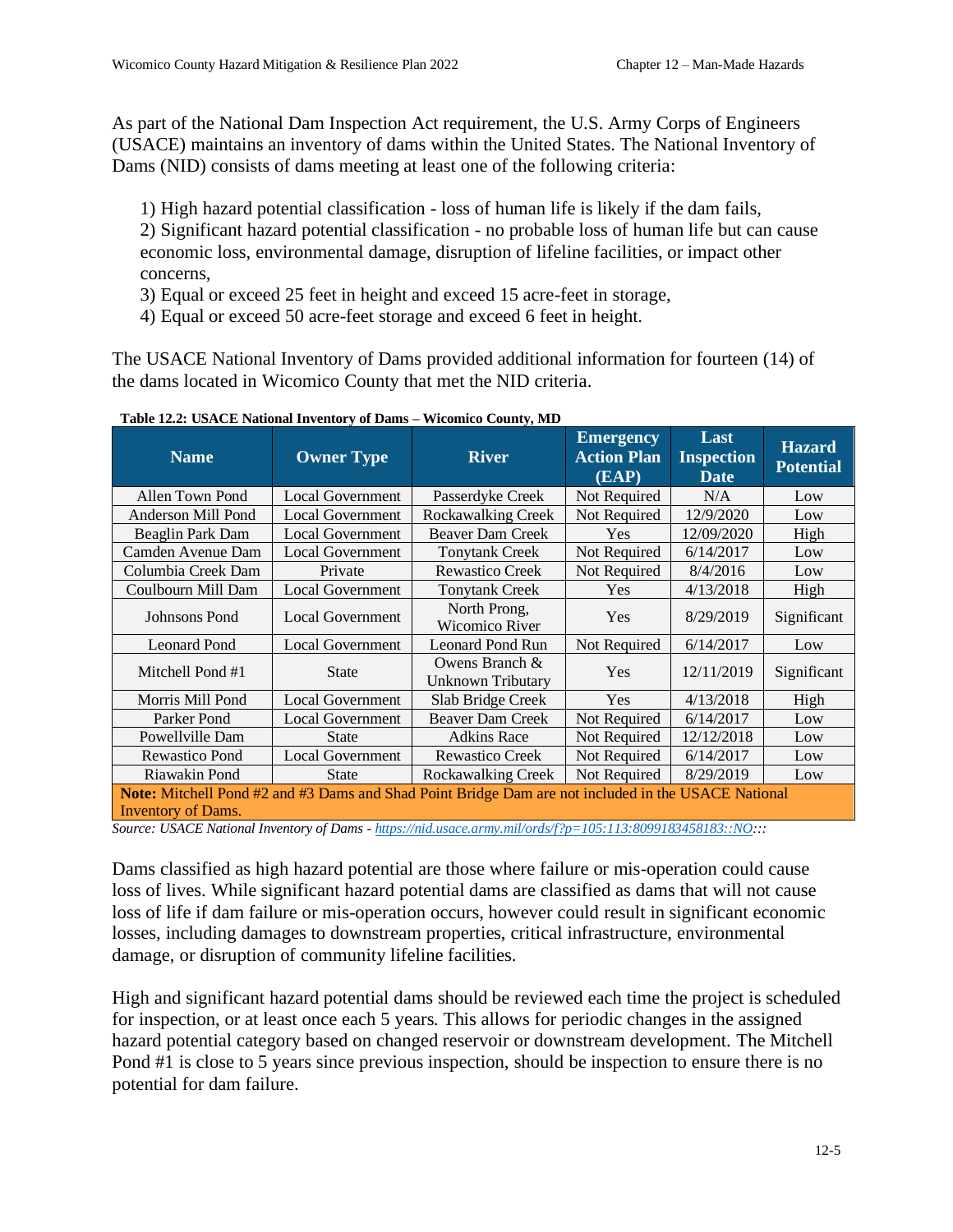As part of the National Dam Inspection Act requirement, the U.S. Army Corps of Engineers (USACE) maintains an inventory of dams within the United States. The National Inventory of Dams (NID) consists of dams meeting at least one of the following criteria:

1) High hazard potential classification - loss of human life is likely if the dam fails,
2) Significant hazard potential classification - no probable loss of human life but can cause economic loss, environmental damage, disruption of lifeline facilities, or impact other concerns,
3) Equal or exceed 25 feet in height and exceed 15 acre-feet in storage,
4) Equal or exceed 50 acre-feet storage and exceed 6 feet in height.

The USACE National Inventory of Dams provided additional information for fourteen (14) of the dams located in Wicomico County that met the NID criteria.

**Table 12.2: USACE National Inventory of Dams – Wicomico County, MD**

| Name | Owner Type | River | Emergency Action Plan (EAP) | Last Inspection Date | Hazard Potential |
|---|---|---|---|---|---|
| Allen Town Pond | Local Government | Passerdyke Creek | Not Required | N/A | Low |
| Anderson Mill Pond | Local Government | Rockawalking Creek | Not Required | 12/9/2020 | Low |
| Beaglin Park Dam | Local Government | Beaver Dam Creek | Yes | 12/09/2020 | High |
| Camden Avenue Dam | Local Government | Tonytank Creek | Not Required | 6/14/2017 | Low |
| Columbia Creek Dam | Private | Rewastico Creek | Not Required | 8/4/2016 | Low |
| Coulbourn Mill Dam | Local Government | Tonytank Creek | Yes | 4/13/2018 | High |
| Johnsons Pond | Local Government | North Prong, Wicomico River | Yes | 8/29/2019 | Significant |
| Leonard Pond | Local Government | Leonard Pond Run | Not Required | 6/14/2017 | Low |
| Mitchell Pond #1 | State | Owens Branch & Unknown Tributary | Yes | 12/11/2019 | Significant |
| Morris Mill Pond | Local Government | Slab Bridge Creek | Yes | 4/13/2018 | High |
| Parker Pond | Local Government | Beaver Dam Creek | Not Required | 6/14/2017 | Low |
| Powellville Dam | State | Adkins Race | Not Required | 12/12/2018 | Low |
| Rewastico Pond | Local Government | Rewastico Creek | Not Required | 6/14/2017 | Low |
| Riawakin Pond | State | Rockawalking Creek | Not Required | 8/29/2019 | Low |
| **Note:** Mitchell Pond #2 and #3 Dams and Shad Point Bridge Dam are not included in the USACE National Inventory of Dams. | | | | | |

*Source: USACE National Inventory of Dams - https://nid.usace.army.mil/ords/f?p=105:113:8099183458183::NO:::*

Dams classified as high hazard potential are those where failure or mis-operation could cause loss of lives. While significant hazard potential dams are classified as dams that will not cause loss of life if dam failure or mis-operation occurs, however could result in significant economic losses, including damages to downstream properties, critical infrastructure, environmental damage, or disruption of community lifeline facilities.

High and significant hazard potential dams should be reviewed each time the project is scheduled for inspection, or at least once each 5 years. This allows for periodic changes in the assigned hazard potential category based on changed reservoir or downstream development. The Mitchell Pond #1 is close to 5 years since previous inspection, should be inspection to ensure there is no potential for dam failure.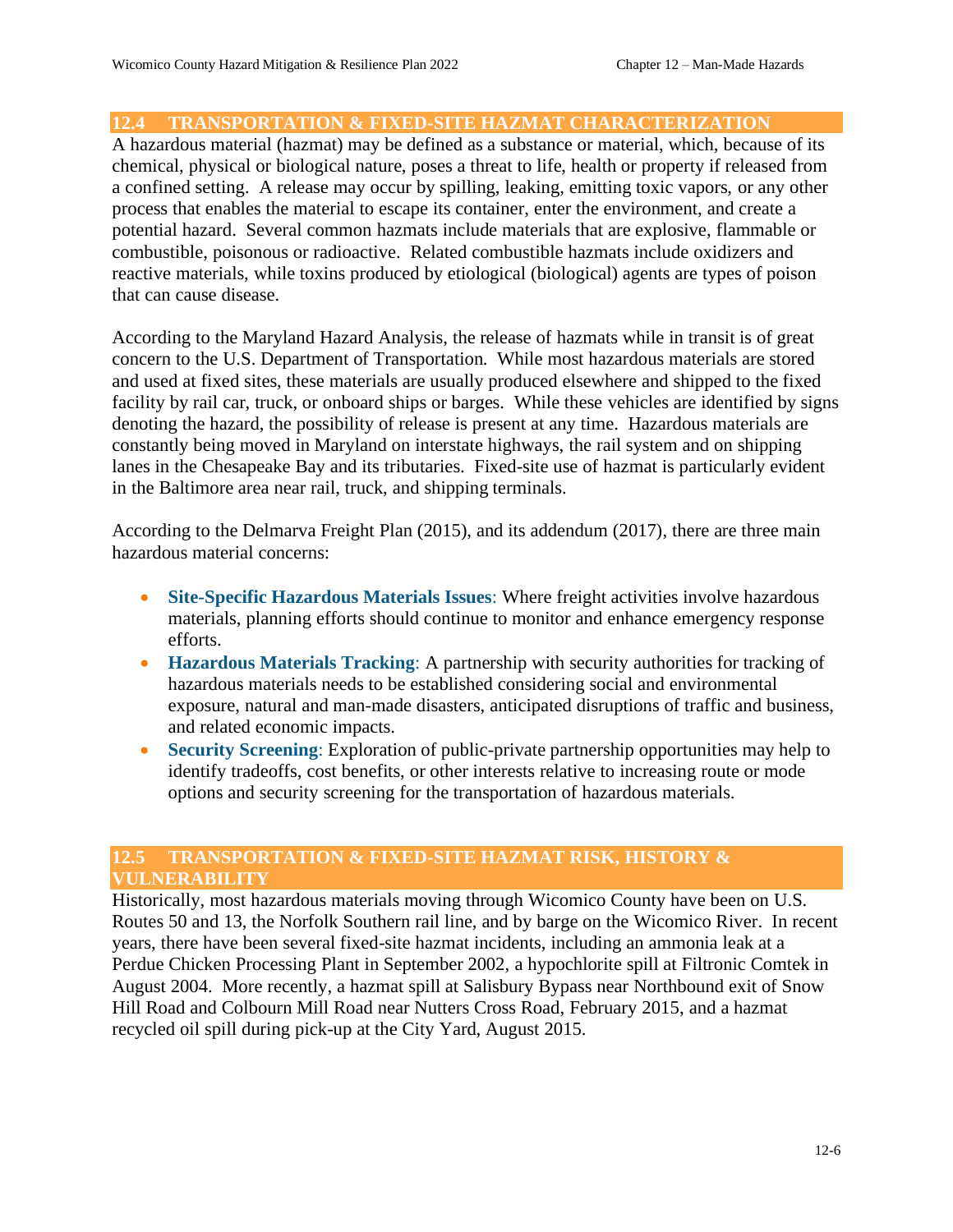## 12.4 TRANSPORTATION & FIXED-SITE HAZMAT CHARACTERIZATION

A hazardous material (hazmat) may be defined as a substance or material, which, because of its chemical, physical or biological nature, poses a threat to life, health or property if released from a confined setting. A release may occur by spilling, leaking, emitting toxic vapors, or any other process that enables the material to escape its container, enter the environment, and create a potential hazard. Several common hazmats include materials that are explosive, flammable or combustible, poisonous or radioactive. Related combustible hazmats include oxidizers and reactive materials, while toxins produced by etiological (biological) agents are types of poison that can cause disease.

According to the Maryland Hazard Analysis, the release of hazmats while in transit is of great concern to the U.S. Department of Transportation. While most hazardous materials are stored and used at fixed sites, these materials are usually produced elsewhere and shipped to the fixed facility by rail car, truck, or onboard ships or barges. While these vehicles are identified by signs denoting the hazard, the possibility of release is present at any time. Hazardous materials are constantly being moved in Maryland on interstate highways, the rail system and on shipping lanes in the Chesapeake Bay and its tributaries. Fixed-site use of hazmat is particularly evident in the Baltimore area near rail, truck, and shipping terminals.

According to the Delmarva Freight Plan (2015), and its addendum (2017), there are three main hazardous material concerns:

- **Site-Specific Hazardous Materials Issues**: Where freight activities involve hazardous materials, planning efforts should continue to monitor and enhance emergency response efforts.
- **Hazardous Materials Tracking**: A partnership with security authorities for tracking of hazardous materials needs to be established considering social and environmental exposure, natural and man-made disasters, anticipated disruptions of traffic and business, and related economic impacts.
- **Security Screening**: Exploration of public-private partnership opportunities may help to identify tradeoffs, cost benefits, or other interests relative to increasing route or mode options and security screening for the transportation of hazardous materials.

## 12.5 TRANSPORTATION & FIXED-SITE HAZMAT RISK, HISTORY & VULNERABILITY

Historically, most hazardous materials moving through Wicomico County have been on U.S. Routes 50 and 13, the Norfolk Southern rail line, and by barge on the Wicomico River. In recent years, there have been several fixed-site hazmat incidents, including an ammonia leak at a Perdue Chicken Processing Plant in September 2002, a hypochlorite spill at Filtronic Comtek in August 2004. More recently, a hazmat spill at Salisbury Bypass near Northbound exit of Snow Hill Road and Colbourn Mill Road near Nutters Cross Road, February 2015, and a hazmat recycled oil spill during pick-up at the City Yard, August 2015.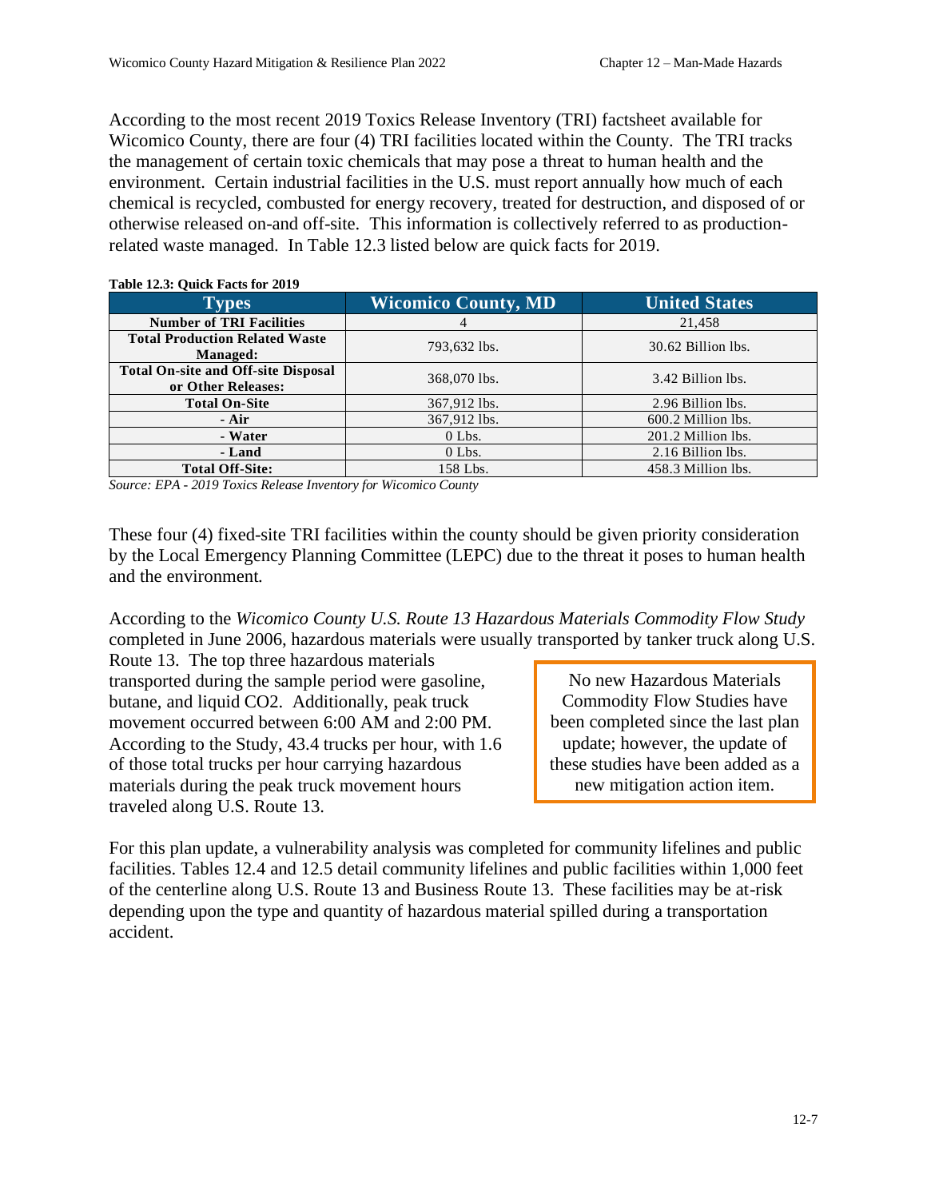According to the most recent 2019 Toxics Release Inventory (TRI) factsheet available for Wicomico County, there are four (4) TRI facilities located within the County. The TRI tracks the management of certain toxic chemicals that may pose a threat to human health and the environment. Certain industrial facilities in the U.S. must report annually how much of each chemical is recycled, combusted for energy recovery, treated for destruction, and disposed of or otherwise released on-and off-site. This information is collectively referred to as production-related waste managed. In Table 12.3 listed below are quick facts for 2019.

**Table 12.3: Quick Facts for 2019**

| Types | Wicomico County, MD | United States |
|---|---|---|
| **Number of TRI Facilities** | 4 | 21,458 |
| **Total Production Related Waste Managed:** | 793,632 lbs. | 30.62 Billion lbs. |
| **Total On-site and Off-site Disposal or Other Releases:** | 368,070 lbs. | 3.42 Billion lbs. |
| **Total On-Site** | 367,912 lbs. | 2.96 Billion lbs. |
| **- Air** | 367,912 lbs. | 600.2 Million lbs. |
| **- Water** | 0 Lbs. | 201.2 Million lbs. |
| **- Land** | 0 Lbs. | 2.16 Billion lbs. |
| **Total Off-Site:** | 158 Lbs. | 458.3 Million lbs. |

*Source: EPA - 2019 Toxics Release Inventory for Wicomico County*

These four (4) fixed-site TRI facilities within the county should be given priority consideration by the Local Emergency Planning Committee (LEPC) due to the threat it poses to human health and the environment.

According to the *Wicomico County U.S. Route 13 Hazardous Materials Commodity Flow Study* completed in June 2006, hazardous materials were usually transported by tanker truck along U.S. Route 13. The top three hazardous materials transported during the sample period were gasoline, butane, and liquid $CO_2$. Additionally, peak truck movement occurred between 6:00 AM and 2:00 PM. According to the Study, 43.4 trucks per hour, with 1.6 of those total trucks per hour carrying hazardous materials during the peak truck movement hours traveled along U.S. Route 13.

> No new Hazardous Materials Commodity Flow Studies have been completed since the last plan update; however, the update of these studies have been added as a new mitigation action item.

For this plan update, a vulnerability analysis was completed for community lifelines and public facilities. Tables 12.4 and 12.5 detail community lifelines and public facilities within 1,000 feet of the centerline along U.S. Route 13 and Business Route 13. These facilities may be at-risk depending upon the type and quantity of hazardous material spilled during a transportation accident.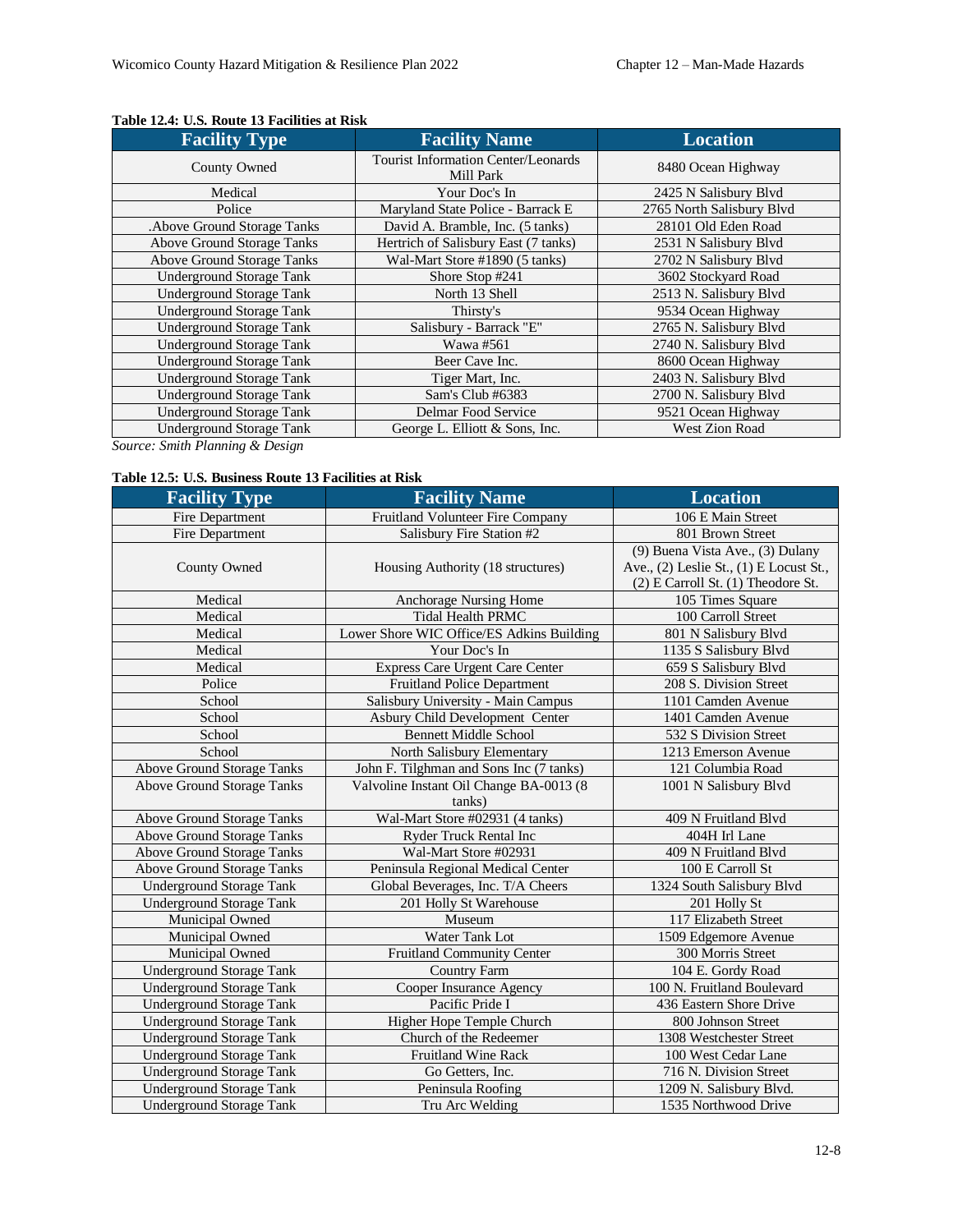**Table 12.4: U.S. Route 13 Facilities at Risk**

| Facility Type | Facility Name | Location |
|---|---|---|
| County Owned | Tourist Information Center/Leonards Mill Park | 8480 Ocean Highway |
| Medical | Your Doc's In | 2425 N Salisbury Blvd |
| Police | Maryland State Police - Barrack E | 2765 North Salisbury Blvd |
| .Above Ground Storage Tanks | David A. Bramble, Inc. (5 tanks) | 28101 Old Eden Road |
| Above Ground Storage Tanks | Hertrich of Salisbury East (7 tanks) | 2531 N Salisbury Blvd |
| Above Ground Storage Tanks | Wal-Mart Store #1890 (5 tanks) | 2702 N Salisbury Blvd |
| Underground Storage Tank | Shore Stop #241 | 3602 Stockyard Road |
| Underground Storage Tank | North 13 Shell | 2513 N. Salisbury Blvd |
| Underground Storage Tank | Thirsty's | 9534 Ocean Highway |
| Underground Storage Tank | Salisbury - Barrack "E" | 2765 N. Salisbury Blvd |
| Underground Storage Tank | Wawa #561 | 2740 N. Salisbury Blvd |
| Underground Storage Tank | Beer Cave Inc. | 8600 Ocean Highway |
| Underground Storage Tank | Tiger Mart, Inc. | 2403 N. Salisbury Blvd |
| Underground Storage Tank | Sam's Club #6383 | 2700 N. Salisbury Blvd |
| Underground Storage Tank | Delmar Food Service | 9521 Ocean Highway |
| Underground Storage Tank | George L. Elliott & Sons, Inc. | West Zion Road |

*Source: Smith Planning & Design*

**Table 12.5: U.S. Business Route 13 Facilities at Risk**

| Facility Type | Facility Name | Location |
|---|---|---|
| Fire Department | Fruitland Volunteer Fire Company | 106 E Main Street |
| Fire Department | Salisbury Fire Station #2 | 801 Brown Street |
| County Owned | Housing Authority (18 structures) | (9) Buena Vista Ave., (3) Dulany Ave., (2) Leslie St., (1) E Locust St., (2) E Carroll St. (1) Theodore St. |
| Medical | Anchorage Nursing Home | 105 Times Square |
| Medical | Tidal Health PRMC | 100 Carroll Street |
| Medical | Lower Shore WIC Office/ES Adkins Building | 801 N Salisbury Blvd |
| Medical | Your Doc's In | 1135 S Salisbury Blvd |
| Medical | Express Care Urgent Care Center | 659 S Salisbury Blvd |
| Police | Fruitland Police Department | 208 S. Division Street |
| School | Salisbury University - Main Campus | 1101 Camden Avenue |
| School | Asbury Child Development Center | 1401 Camden Avenue |
| School | Bennett Middle School | 532 S Division Street |
| School | North Salisbury Elementary | 1213 Emerson Avenue |
| Above Ground Storage Tanks | John F. Tilghman and Sons Inc (7 tanks) | 121 Columbia Road |
| Above Ground Storage Tanks | Valvoline Instant Oil Change BA-0013 (8 tanks) | 1001 N Salisbury Blvd |
| Above Ground Storage Tanks | Wal-Mart Store #02931 (4 tanks) | 409 N Fruitland Blvd |
| Above Ground Storage Tanks | Ryder Truck Rental Inc | 404H Irl Lane |
| Above Ground Storage Tanks | Wal-Mart Store #02931 | 409 N Fruitland Blvd |
| Above Ground Storage Tanks | Peninsula Regional Medical Center | 100 E Carroll St |
| Underground Storage Tank | Global Beverages, Inc. T/A Cheers | 1324 South Salisbury Blvd |
| Underground Storage Tank | 201 Holly St Warehouse | 201 Holly St |
| Municipal Owned | Museum | 117 Elizabeth Street |
| Municipal Owned | Water Tank Lot | 1509 Edgemore Avenue |
| Municipal Owned | Fruitland Community Center | 300 Morris Street |
| Underground Storage Tank | Country Farm | 104 E. Gordy Road |
| Underground Storage Tank | Cooper Insurance Agency | 100 N. Fruitland Boulevard |
| Underground Storage Tank | Pacific Pride I | 436 Eastern Shore Drive |
| Underground Storage Tank | Higher Hope Temple Church | 800 Johnson Street |
| Underground Storage Tank | Church of the Redeemer | 1308 Westchester Street |
| Underground Storage Tank | Fruitland Wine Rack | 100 West Cedar Lane |
| Underground Storage Tank | Go Getters, Inc. | 716 N. Division Street |
| Underground Storage Tank | Peninsula Roofing | 1209 N. Salisbury Blvd. |
| Underground Storage Tank | Tru Arc Welding | 1535 Northwood Drive |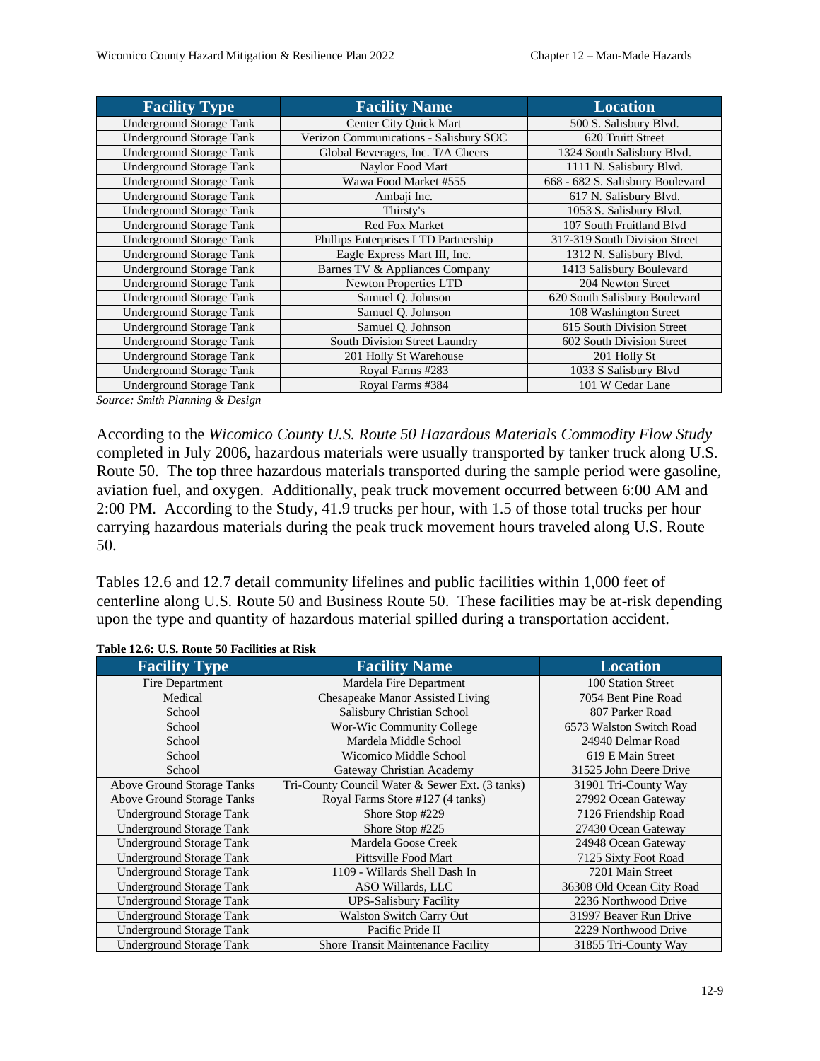| Facility Type | Facility Name | Location |
|---|---|---|
| Underground Storage Tank | Center City Quick Mart | 500 S. Salisbury Blvd. |
| Underground Storage Tank | Verizon Communications - Salisbury SOC | 620 Truitt Street |
| Underground Storage Tank | Global Beverages, Inc. T/A Cheers | 1324 South Salisbury Blvd. |
| Underground Storage Tank | Naylor Food Mart | 1111 N. Salisbury Blvd. |
| Underground Storage Tank | Wawa Food Market #555 | 668 - 682 S. Salisbury Boulevard |
| Underground Storage Tank | Ambaji Inc. | 617 N. Salisbury Blvd. |
| Underground Storage Tank | Thirsty's | 1053 S. Salisbury Blvd. |
| Underground Storage Tank | Red Fox Market | 107 South Fruitland Blvd |
| Underground Storage Tank | Phillips Enterprises LTD Partnership | 317-319 South Division Street |
| Underground Storage Tank | Eagle Express Mart III, Inc. | 1312 N. Salisbury Blvd. |
| Underground Storage Tank | Barnes TV & Appliances Company | 1413 Salisbury Boulevard |
| Underground Storage Tank | Newton Properties LTD | 204 Newton Street |
| Underground Storage Tank | Samuel Q. Johnson | 620 South Salisbury Boulevard |
| Underground Storage Tank | Samuel Q. Johnson | 108 Washington Street |
| Underground Storage Tank | Samuel Q. Johnson | 615 South Division Street |
| Underground Storage Tank | South Division Street Laundry | 602 South Division Street |
| Underground Storage Tank | 201 Holly St Warehouse | 201 Holly St |
| Underground Storage Tank | Royal Farms #283 | 1033 S Salisbury Blvd |
| Underground Storage Tank | Royal Farms #384 | 101 W Cedar Lane |

*Source: Smith Planning & Design*

According to the *Wicomico County U.S. Route 50 Hazardous Materials Commodity Flow Study* completed in July 2006, hazardous materials were usually transported by tanker truck along U.S. Route 50. The top three hazardous materials transported during the sample period were gasoline, aviation fuel, and oxygen. Additionally, peak truck movement occurred between 6:00 AM and 2:00 PM. According to the Study, 41.9 trucks per hour, with 1.5 of those total trucks per hour carrying hazardous materials during the peak truck movement hours traveled along U.S. Route 50.

Tables 12.6 and 12.7 detail community lifelines and public facilities within 1,000 feet of centerline along U.S. Route 50 and Business Route 50. These facilities may be at-risk depending upon the type and quantity of hazardous material spilled during a transportation accident.

**Table 12.6: U.S. Route 50 Facilities at Risk**

| Facility Type | Facility Name | Location |
|---|---|---|
| Fire Department | Mardela Fire Department | 100 Station Street |
| Medical | Chesapeake Manor Assisted Living | 7054 Bent Pine Road |
| School | Salisbury Christian School | 807 Parker Road |
| School | Wor-Wic Community College | 6573 Walston Switch Road |
| School | Mardela Middle School | 24940 Delmar Road |
| School | Wicomico Middle School | 619 E Main Street |
| School | Gateway Christian Academy | 31525 John Deere Drive |
| Above Ground Storage Tanks | Tri-County Council Water & Sewer Ext. (3 tanks) | 31901 Tri-County Way |
| Above Ground Storage Tanks | Royal Farms Store #127 (4 tanks) | 27992 Ocean Gateway |
| Underground Storage Tank | Shore Stop #229 | 7126 Friendship Road |
| Underground Storage Tank | Shore Stop #225 | 27430 Ocean Gateway |
| Underground Storage Tank | Mardela Goose Creek | 24948 Ocean Gateway |
| Underground Storage Tank | Pittsville Food Mart | 7125 Sixty Foot Road |
| Underground Storage Tank | 1109 - Willards Shell Dash In | 7201 Main Street |
| Underground Storage Tank | ASO Willards, LLC | 36308 Old Ocean City Road |
| Underground Storage Tank | UPS-Salisbury Facility | 2236 Northwood Drive |
| Underground Storage Tank | Walston Switch Carry Out | 31997 Beaver Run Drive |
| Underground Storage Tank | Pacific Pride II | 2229 Northwood Drive |
| Underground Storage Tank | Shore Transit Maintenance Facility | 31855 Tri-County Way |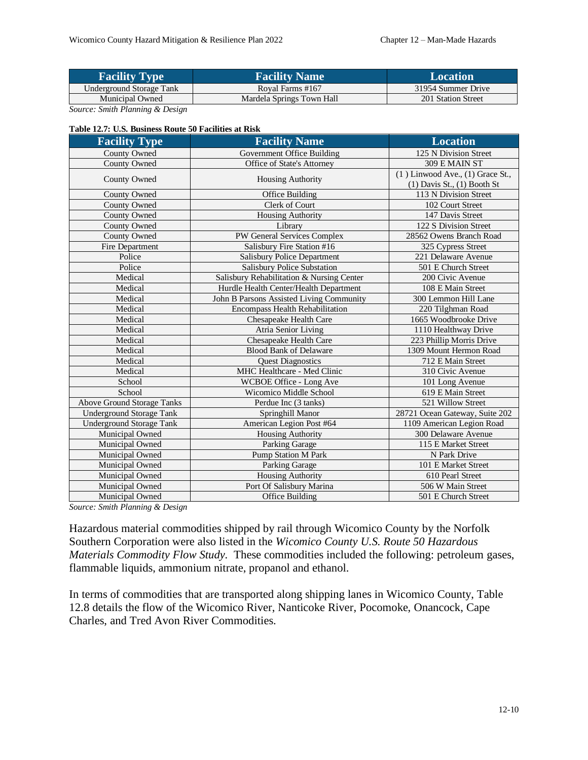| Facility Type | Facility Name | Location |
|---|---|---|
| Underground Storage Tank | Royal Farms #167 | 31954 Summer Drive |
| Municipal Owned | Mardela Springs Town Hall | 201 Station Street |

*Source: Smith Planning & Design*

**Table 12.7: U.S. Business Route 50 Facilities at Risk**

| Facility Type | Facility Name | Location |
|---|---|---|
| County Owned | Government Office Building | 125 N Division Street |
| County Owned | Office of State's Attorney | 309 E MAIN ST |
| County Owned | Housing Authority | (1 ) Linwood Ave., (1) Grace St., (1) Davis St., (1) Booth St |
| County Owned | Office Building | 113 N Division Street |
| County Owned | Clerk of Court | 102 Court Street |
| County Owned | Housing Authority | 147 Davis Street |
| County Owned | Library | 122 S Division Street |
| County Owned | PW General Services Complex | 28562 Owens Branch Road |
| Fire Department | Salisbury Fire Station #16 | 325 Cypress Street |
| Police | Salisbury Police Department | 221 Delaware Avenue |
| Police | Salisbury Police Substation | 501 E Church Street |
| Medical | Salisbury Rehabilitation & Nursing Center | 200 Civic Avenue |
| Medical | Hurdle Health Center/Health Department | 108 E Main Street |
| Medical | John B Parsons Assisted Living Community | 300 Lemmon Hill Lane |
| Medical | Encompass Health Rehabilitation | 220 Tilghman Road |
| Medical | Chesapeake Health Care | 1665 Woodbrooke Drive |
| Medical | Atria Senior Living | 1110 Healthway Drive |
| Medical | Chesapeake Health Care | 223 Phillip Morris Drive |
| Medical | Blood Bank of Delaware | 1309 Mount Hermon Road |
| Medical | Quest Diagnostics | 712 E Main Street |
| Medical | MHC Healthcare - Med Clinic | 310 Civic Avenue |
| School | WCBOE Office - Long Ave | 101 Long Avenue |
| School | Wicomico Middle School | 619 E Main Street |
| Above Ground Storage Tanks | Perdue Inc (3 tanks) | 521 Willow Street |
| Underground Storage Tank | Springhill Manor | 28721 Ocean Gateway, Suite 202 |
| Underground Storage Tank | American Legion Post #64 | 1109 American Legion Road |
| Municipal Owned | Housing Authority | 300 Delaware Avenue |
| Municipal Owned | Parking Garage | 115 E Market Street |
| Municipal Owned | Pump Station M Park | N Park Drive |
| Municipal Owned | Parking Garage | 101 E Market Street |
| Municipal Owned | Housing Authority | 610 Pearl Street |
| Municipal Owned | Port Of Salisbury Marina | 506 W Main Street |
| Municipal Owned | Office Building | 501 E Church Street |

*Source: Smith Planning & Design*

Hazardous material commodities shipped by rail through Wicomico County by the Norfolk Southern Corporation were also listed in the *Wicomico County U.S. Route 50 Hazardous Materials Commodity Flow Study*. These commodities included the following: petroleum gases, flammable liquids, ammonium nitrate, propanol and ethanol.

In terms of commodities that are transported along shipping lanes in Wicomico County, Table 12.8 details the flow of the Wicomico River, Nanticoke River, Pocomoke, Onancock, Cape Charles, and Tred Avon River Commodities.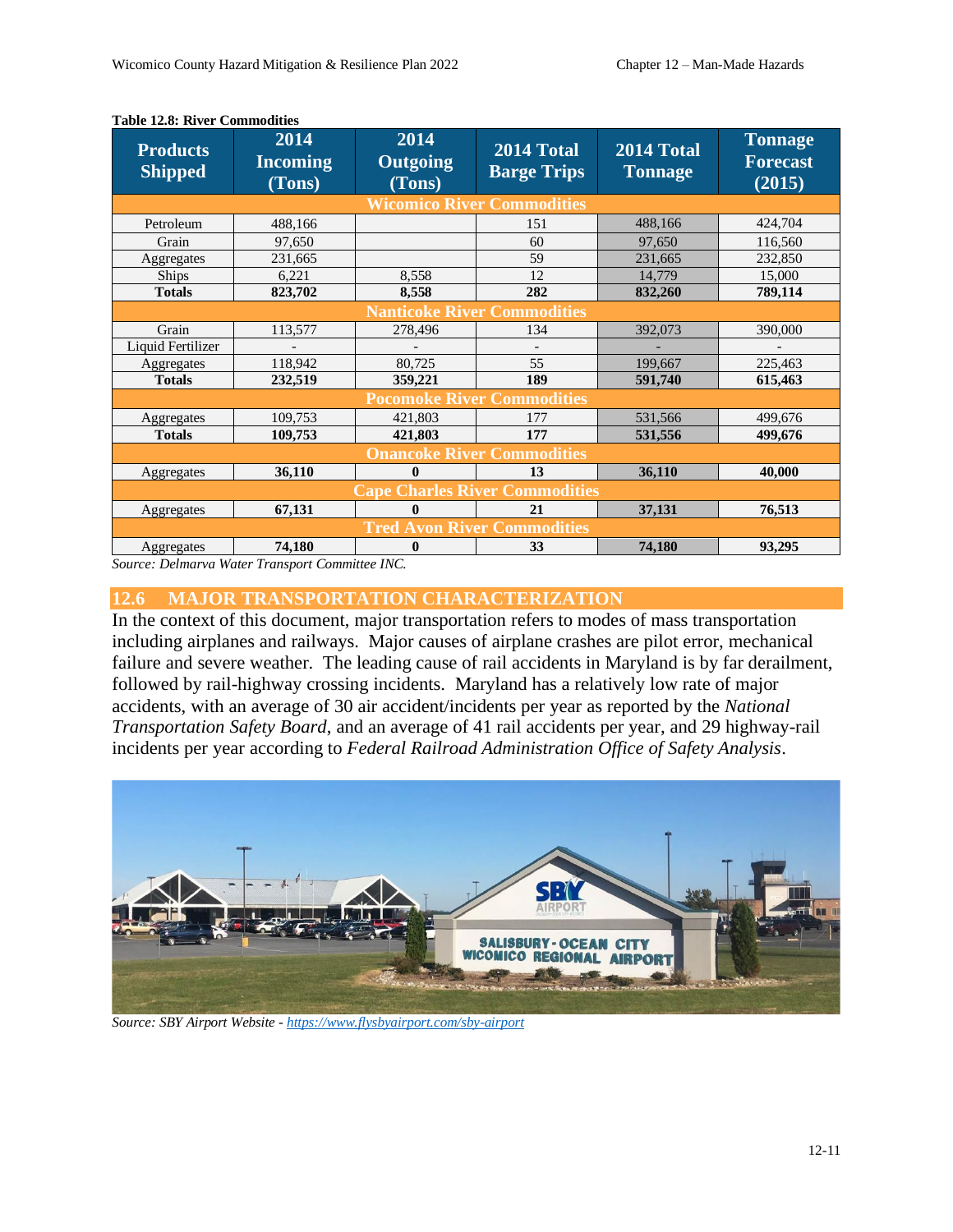**Table 12.8: River Commodities**

| Products Shipped | 2014 Incoming (Tons) | 2014 Outgoing (Tons) | 2014 Total Barge Trips | 2014 Total Tonnage | Tonnage Forecast (2015) |
|---|---|---|---|---|---|
| **Wicomico River Commodities** | | | | | |
| Petroleum | 488,166 | | 151 | 488,166 | 424,704 |
| Grain | 97,650 | | 60 | 97,650 | 116,560 |
| Aggregates | 231,665 | | 59 | 231,665 | 232,850 |
| Ships | 6,221 | 8,558 | 12 | 14,779 | 15,000 |
| **Totals** | **823,702** | **8,558** | **282** | **832,260** | **789,114** |
| **Nanticoke River Commodities** | | | | | |
| Grain | 113,577 | 278,496 | 134 | 392,073 | 390,000 |
| Liquid Fertilizer | - | - | - | - | - |
| Aggregates | 118,942 | 80,725 | 55 | 199,667 | 225,463 |
| **Totals** | **232,519** | **359,221** | **189** | **591,740** | **615,463** |
| **Pocomoke River Commodities** | | | | | |
| Aggregates | 109,753 | 421,803 | 177 | 531,566 | 499,676 |
| **Totals** | **109,753** | **421,803** | **177** | **531,556** | **499,676** |
| **Onancoke River Commodities** | | | | | |
| Aggregates | **36,110** | **0** | **13** | **36,110** | **40,000** |
| **Cape Charles River Commodities** | | | | | |
| Aggregates | **67,131** | **0** | **21** | **37,131** | **76,513** |
| **Tred Avon River Commodities** | | | | | |
| Aggregates | **74,180** | **0** | **33** | **74,180** | **93,295** |

*Source: Delmarva Water Transport Committee INC.*

## 12.6 MAJOR TRANSPORTATION CHARACTERIZATION

In the context of this document, major transportation refers to modes of mass transportation including airplanes and railways. Major causes of airplane crashes are pilot error, mechanical failure and severe weather. The leading cause of rail accidents in Maryland is by far derailment, followed by rail-highway crossing incidents. Maryland has a relatively low rate of major accidents, with an average of 30 air accident/incidents per year as reported by the *National Transportation Safety Board*, and an average of 41 rail accidents per year, and 29 highway-rail incidents per year according to *Federal Railroad Administration Office of Safety Analysis*.

*Source: SBY Airport Website - https://www.flysbyairport.com/sby-airport*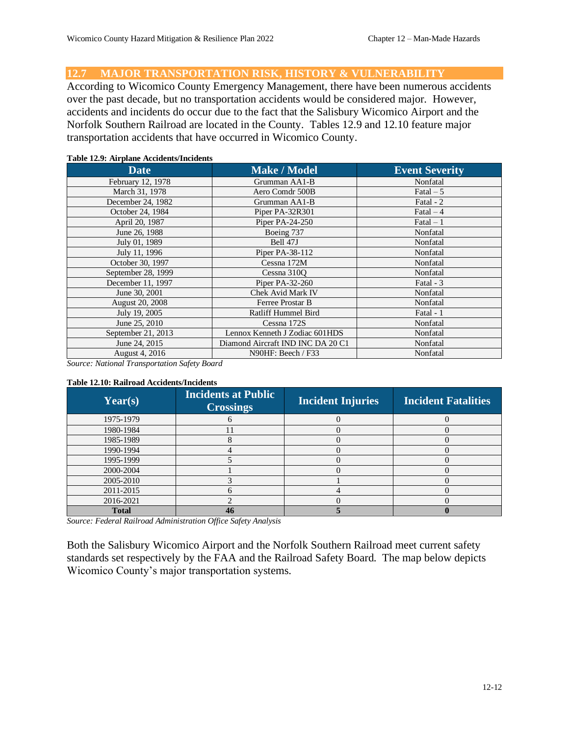## 12.7 MAJOR TRANSPORTATION RISK, HISTORY & VULNERABILITY

According to Wicomico County Emergency Management, there have been numerous accidents over the past decade, but no transportation accidents would be considered major. However, accidents and incidents do occur due to the fact that the Salisbury Wicomico Airport and the Norfolk Southern Railroad are located in the County. Tables 12.9 and 12.10 feature major transportation accidents that have occurred in Wicomico County.

**Table 12.9: Airplane Accidents/Incidents**

| Date | Make / Model | Event Severity |
|---|---|---|
| February 12, 1978 | Grumman AA1-B | Nonfatal |
| March 31, 1978 | Aero Comdr 500B | Fatal – 5 |
| December 24, 1982 | Grumman AA1-B | Fatal - 2 |
| October 24, 1984 | Piper PA-32R301 | Fatal – 4 |
| April 20, 1987 | Piper PA-24-250 | Fatal – 1 |
| June 26, 1988 | Boeing 737 | Nonfatal |
| July 01, 1989 | Bell 47J | Nonfatal |
| July 11, 1996 | Piper PA-38-112 | Nonfatal |
| October 30, 1997 | Cessna 172M | Nonfatal |
| September 28, 1999 | Cessna 310Q | Nonfatal |
| December 11, 1997 | Piper PA-32-260 | Fatal - 3 |
| June 30, 2001 | Chek Avid Mark IV | Nonfatal |
| August 20, 2008 | Ferree Prostar B | Nonfatal |
| July 19, 2005 | Ratliff Hummel Bird | Fatal - 1 |
| June 25, 2010 | Cessna 172S | Nonfatal |
| September 21, 2013 | Lennox Kenneth J Zodiac 601HDS | Nonfatal |
| June 24, 2015 | Diamond Aircraft IND INC DA 20 C1 | Nonfatal |
| August 4, 2016 | N90HF: Beech / F33 | Nonfatal |

*Source: National Transportation Safety Board*

**Table 12.10: Railroad Accidents/Incidents**

| Year(s) | Incidents at Public Crossings | Incident Injuries | Incident Fatalities |
|---|---|---|---|
| 1975-1979 | 6 | 0 | 0 |
| 1980-1984 | 11 | 0 | 0 |
| 1985-1989 | 8 | 0 | 0 |
| 1990-1994 | 4 | 0 | 0 |
| 1995-1999 | 5 | 0 | 0 |
| 2000-2004 | 1 | 0 | 0 |
| 2005-2010 | 3 | 1 | 0 |
| 2011-2015 | 6 | 4 | 0 |
| 2016-2021 | 2 | 0 | 0 |
| **Total** | **46** | **5** | **0** |

*Source: Federal Railroad Administration Office Safety Analysis*

Both the Salisbury Wicomico Airport and the Norfolk Southern Railroad meet current safety standards set respectively by the FAA and the Railroad Safety Board. The map below depicts Wicomico County's major transportation systems.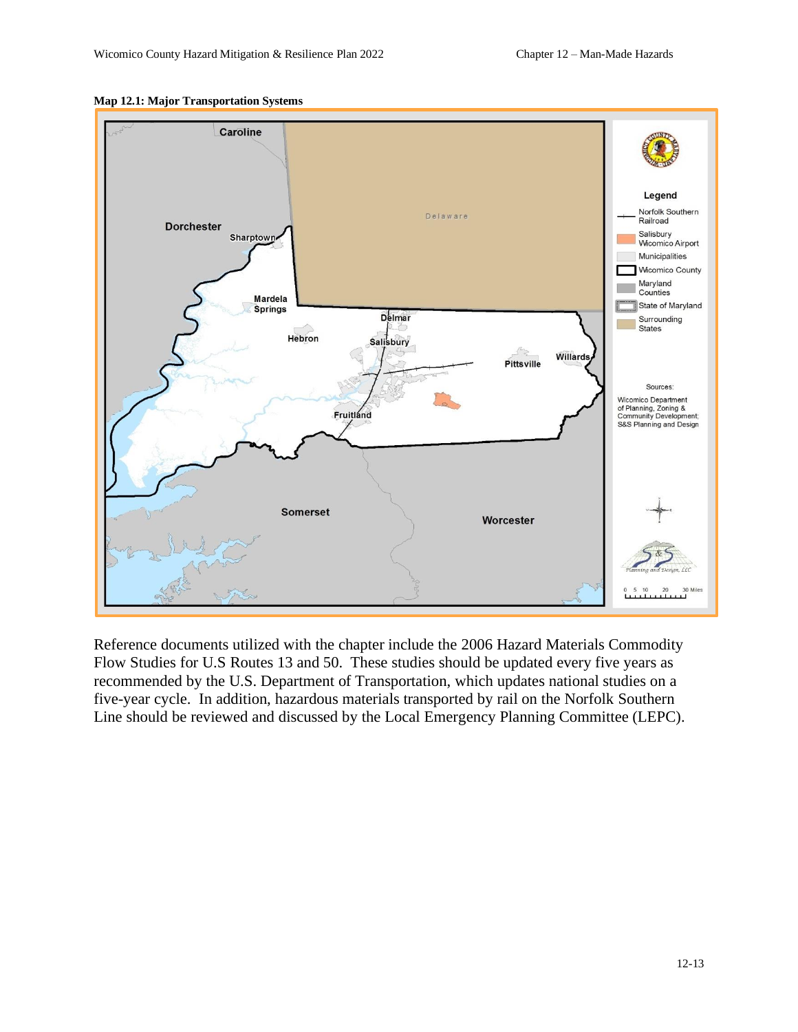**Map 12.1: Major Transportation Systems**

Caroline

Delaware

Dorchester

Sharptown

Mardela Springs

Delmar

Hebron

Salisbury

Pittsville

Willards

Fruitland

Somerset

Worcester

Legend

Norfolk Southern Railroad

Salisbury Wicomico Airport

Municipalities

Wicomico County

Maryland Counties

State of Maryland

Surrounding States

Sources:

Wicomico Department of Planning, Zoning & Community Development; S&S Planning and Design

Planning and Design, LLC

0 5 10 20 30 Miles

Reference documents utilized with the chapter include the 2006 Hazard Materials Commodity Flow Studies for U.S Routes 13 and 50. These studies should be updated every five years as recommended by the U.S. Department of Transportation, which updates national studies on a five-year cycle. In addition, hazardous materials transported by rail on the Norfolk Southern Line should be reviewed and discussed by the Local Emergency Planning Committee (LEPC).